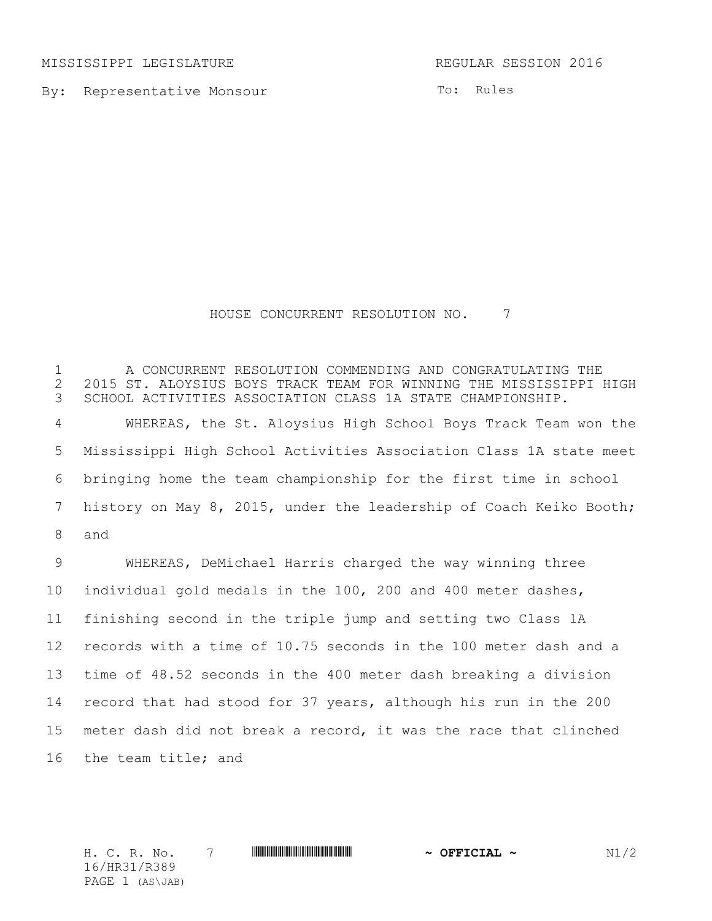MISSISSIPPI LEGISLATURE REGULAR SESSION 2016

By: Representative Monsour

To: Rules

# HOUSE CONCURRENT RESOLUTION NO. 7

A CONCURRENT RESOLUTION COMMENDING AND CONGRATULATING THE 2015 ST. ALOYSIUS BOYS TRACK TEAM FOR WINNING THE MISSISSIPPI HIGH SCHOOL ACTIVITIES ASSOCIATION CLASS 1A STATE CHAMPIONSHIP.

WHEREAS, the St. Aloysius High School Boys Track Team won the Mississippi High School Activities Association Class 1A state meet bringing home the team championship for the first time in school history on May 8, 2015, under the leadership of Coach Keiko Booth; and

WHEREAS, DeMichael Harris charged the way winning three individual gold medals in the 100, 200 and 400 meter dashes, finishing second in the triple jump and setting two Class 1A records with a time of 10.75 seconds in the 100 meter dash and a time of 48.52 seconds in the 400 meter dash breaking a division record that had stood for 37 years, although his run in the 200 meter dash did not break a record, it was the race that clinched the team title; and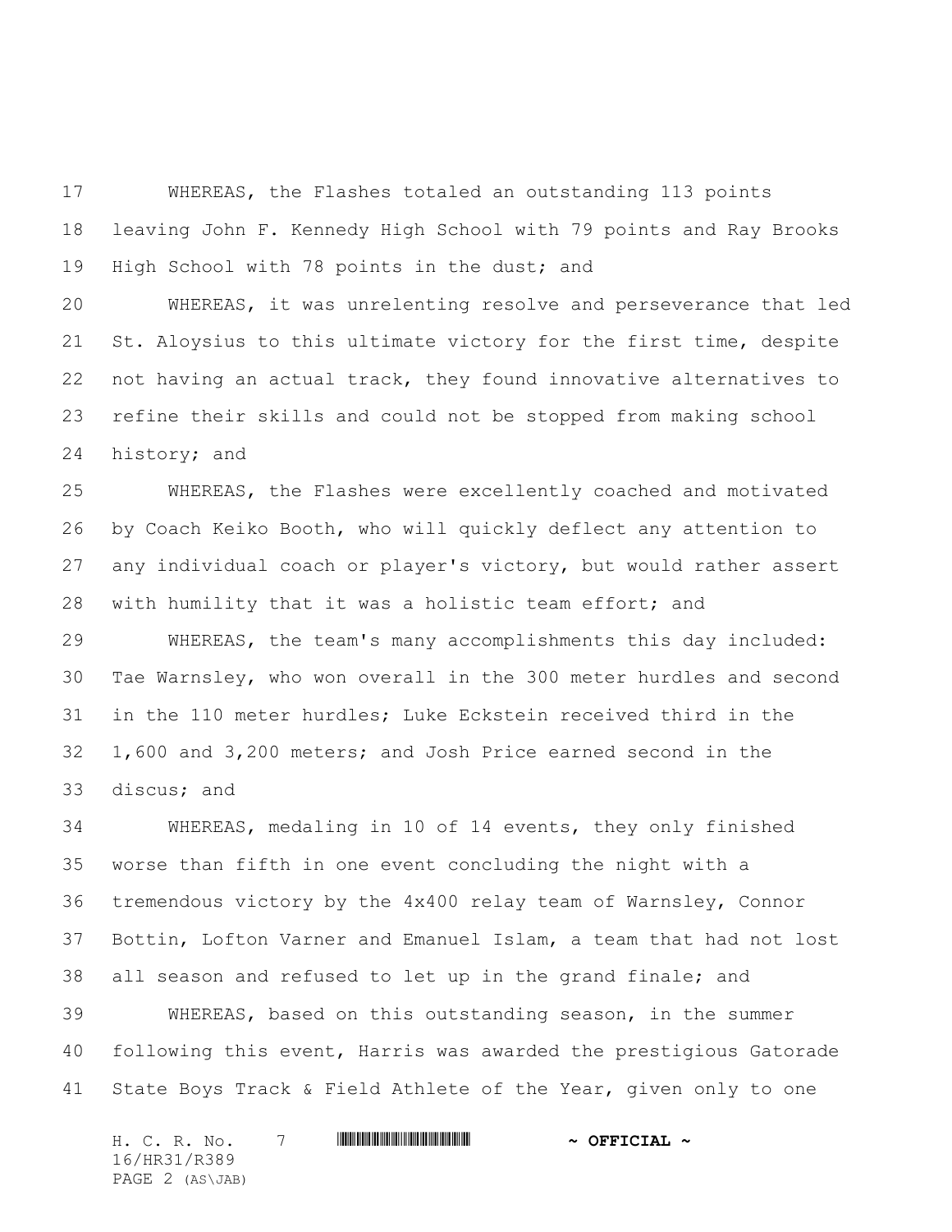WHEREAS, the Flashes totaled an outstanding 113 points leaving John F. Kennedy High School with 79 points and Ray Brooks High School with 78 points in the dust; and

WHEREAS, it was unrelenting resolve and perseverance that led St. Aloysius to this ultimate victory for the first time, despite not having an actual track, they found innovative alternatives to refine their skills and could not be stopped from making school history; and

WHEREAS, the Flashes were excellently coached and motivated by Coach Keiko Booth, who will quickly deflect any attention to any individual coach or player's victory, but would rather assert with humility that it was a holistic team effort; and

WHEREAS, the team's many accomplishments this day included: Tae Warnsley, who won overall in the 300 meter hurdles and second in the 110 meter hurdles; Luke Eckstein received third in the 1,600 and 3,200 meters; and Josh Price earned second in the discus; and

WHEREAS, medaling in 10 of 14 events, they only finished worse than fifth in one event concluding the night with a tremendous victory by the 4x400 relay team of Warnsley, Connor Bottin, Lofton Varner and Emanuel Islam, a team that had not lost all season and refused to let up in the grand finale; and

WHEREAS, based on this outstanding season, in the summer following this event, Harris was awarded the prestigious Gatorade State Boys Track & Field Athlete of the Year, given only to one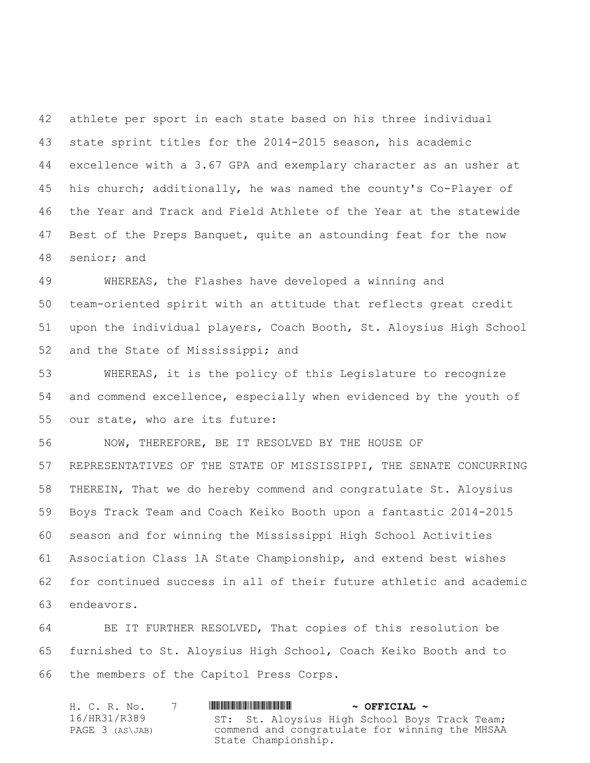athlete per sport in each state based on his three individual state sprint titles for the 2014-2015 season, his academic excellence with a 3.67 GPA and exemplary character as an usher at his church; additionally, he was named the county's Co-Player of the Year and Track and Field Athlete of the Year at the statewide Best of the Preps Banquet, quite an astounding feat for the now senior; and

WHEREAS, the Flashes have developed a winning and team-oriented spirit with an attitude that reflects great credit upon the individual players, Coach Booth, St. Aloysius High School and the State of Mississippi; and

WHEREAS, it is the policy of this Legislature to recognize and commend excellence, especially when evidenced by the youth of our state, who are its future:

NOW, THEREFORE, BE IT RESOLVED BY THE HOUSE OF REPRESENTATIVES OF THE STATE OF MISSISSIPPI, THE SENATE CONCURRING THEREIN, That we do hereby commend and congratulate St. Aloysius Boys Track Team and Coach Keiko Booth upon a fantastic 2014-2015 season and for winning the Mississippi High School Activities Association Class 1A State Championship, and extend best wishes for continued success in all of their future athletic and academic endeavors.

BE IT FURTHER RESOLVED, That copies of this resolution be furnished to St. Aloysius High School, Coach Keiko Booth and to the members of the Capitol Press Corps.

ST: St. Aloysius High School Boys Track Team; commend and congratulate for winning the MHSAA State Championship.